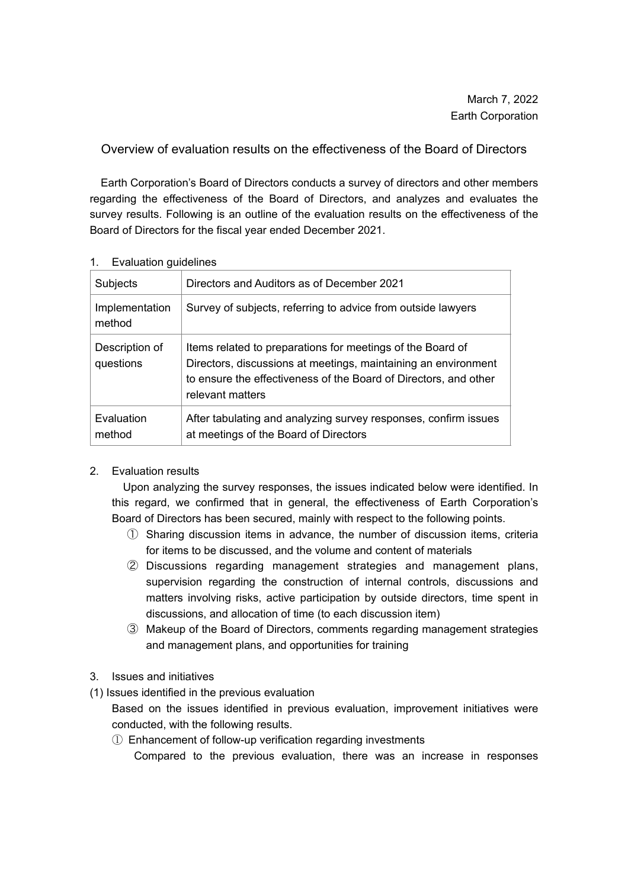March 7, 2022
Earth Corporation

# Overview of evaluation results on the effectiveness of the Board of Directors

Earth Corporation's Board of Directors conducts a survey of directors and other members regarding the effectiveness of the Board of Directors, and analyzes and evaluates the survey results. Following is an outline of the evaluation results on the effectiveness of the Board of Directors for the fiscal year ended December 2021.

## 1. Evaluation guidelines

| Subjects | Directors and Auditors as of December 2021 |
|---|---|
| Implementation method | Survey of subjects, referring to advice from outside lawyers |
| Description of questions | Items related to preparations for meetings of the Board of Directors, discussions at meetings, maintaining an environment to ensure the effectiveness of the Board of Directors, and other relevant matters |
| Evaluation method | After tabulating and analyzing survey responses, confirm issues at meetings of the Board of Directors |

## 2. Evaluation results

Upon analyzing the survey responses, the issues indicated below were identified. In this regard, we confirmed that in general, the effectiveness of Earth Corporation's Board of Directors has been secured, mainly with respect to the following points.

① Sharing discussion items in advance, the number of discussion items, criteria for items to be discussed, and the volume and content of materials

② Discussions regarding management strategies and management plans, supervision regarding the construction of internal controls, discussions and matters involving risks, active participation by outside directors, time spent in discussions, and allocation of time (to each discussion item)

③ Makeup of the Board of Directors, comments regarding management strategies and management plans, and opportunities for training

## 3. Issues and initiatives

### (1) Issues identified in the previous evaluation

Based on the issues identified in previous evaluation, improvement initiatives were conducted, with the following results.

① Enhancement of follow-up verification regarding investments

Compared to the previous evaluation, there was an increase in responses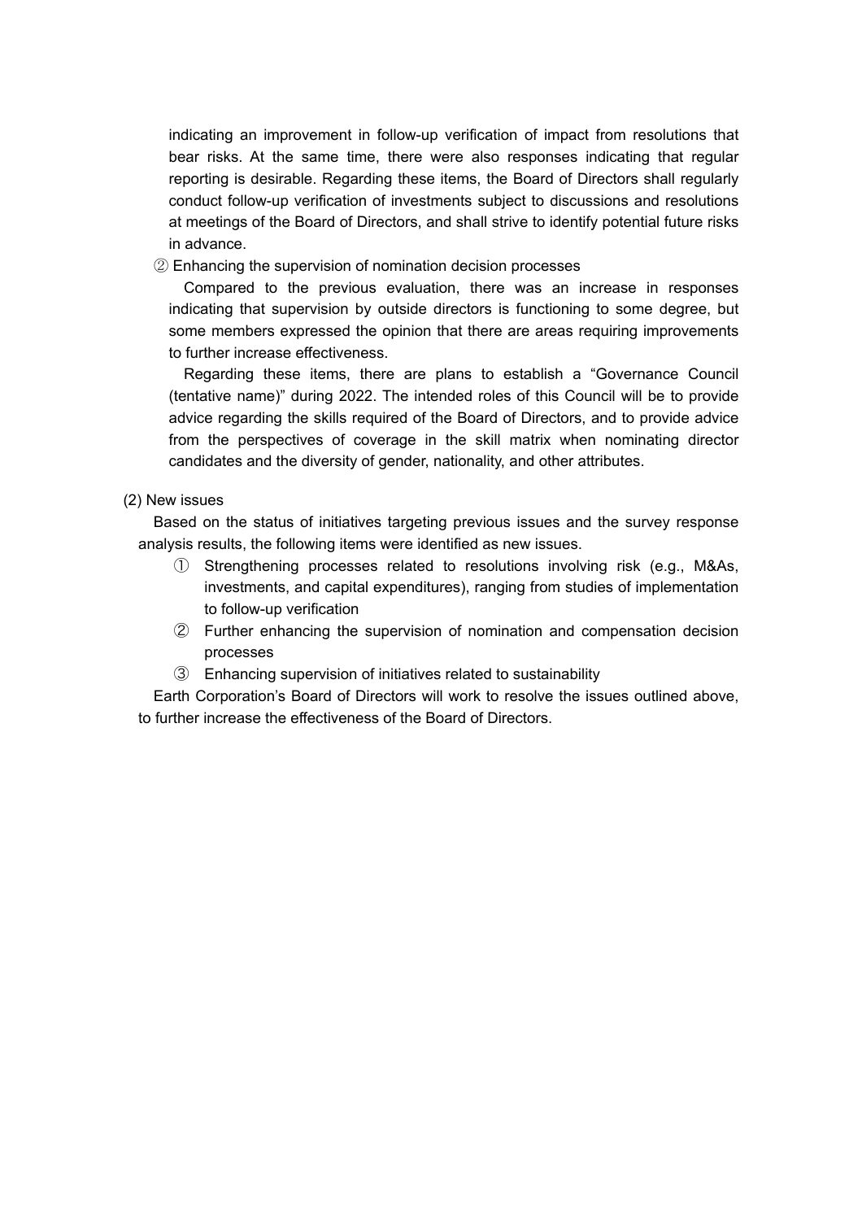indicating an improvement in follow-up verification of impact from resolutions that bear risks. At the same time, there were also responses indicating that regular reporting is desirable. Regarding these items, the Board of Directors shall regularly conduct follow-up verification of investments subject to discussions and resolutions at meetings of the Board of Directors, and shall strive to identify potential future risks in advance.

② Enhancing the supervision of nomination decision processes

Compared to the previous evaluation, there was an increase in responses indicating that supervision by outside directors is functioning to some degree, but some members expressed the opinion that there are areas requiring improvements to further increase effectiveness.

Regarding these items, there are plans to establish a "Governance Council (tentative name)" during 2022. The intended roles of this Council will be to provide advice regarding the skills required of the Board of Directors, and to provide advice from the perspectives of coverage in the skill matrix when nominating director candidates and the diversity of gender, nationality, and other attributes.

(2) New issues

Based on the status of initiatives targeting previous issues and the survey response analysis results, the following items were identified as new issues.

① Strengthening processes related to resolutions involving risk (e.g., M&As, investments, and capital expenditures), ranging from studies of implementation to follow-up verification

② Further enhancing the supervision of nomination and compensation decision processes

③ Enhancing supervision of initiatives related to sustainability

Earth Corporation's Board of Directors will work to resolve the issues outlined above, to further increase the effectiveness of the Board of Directors.